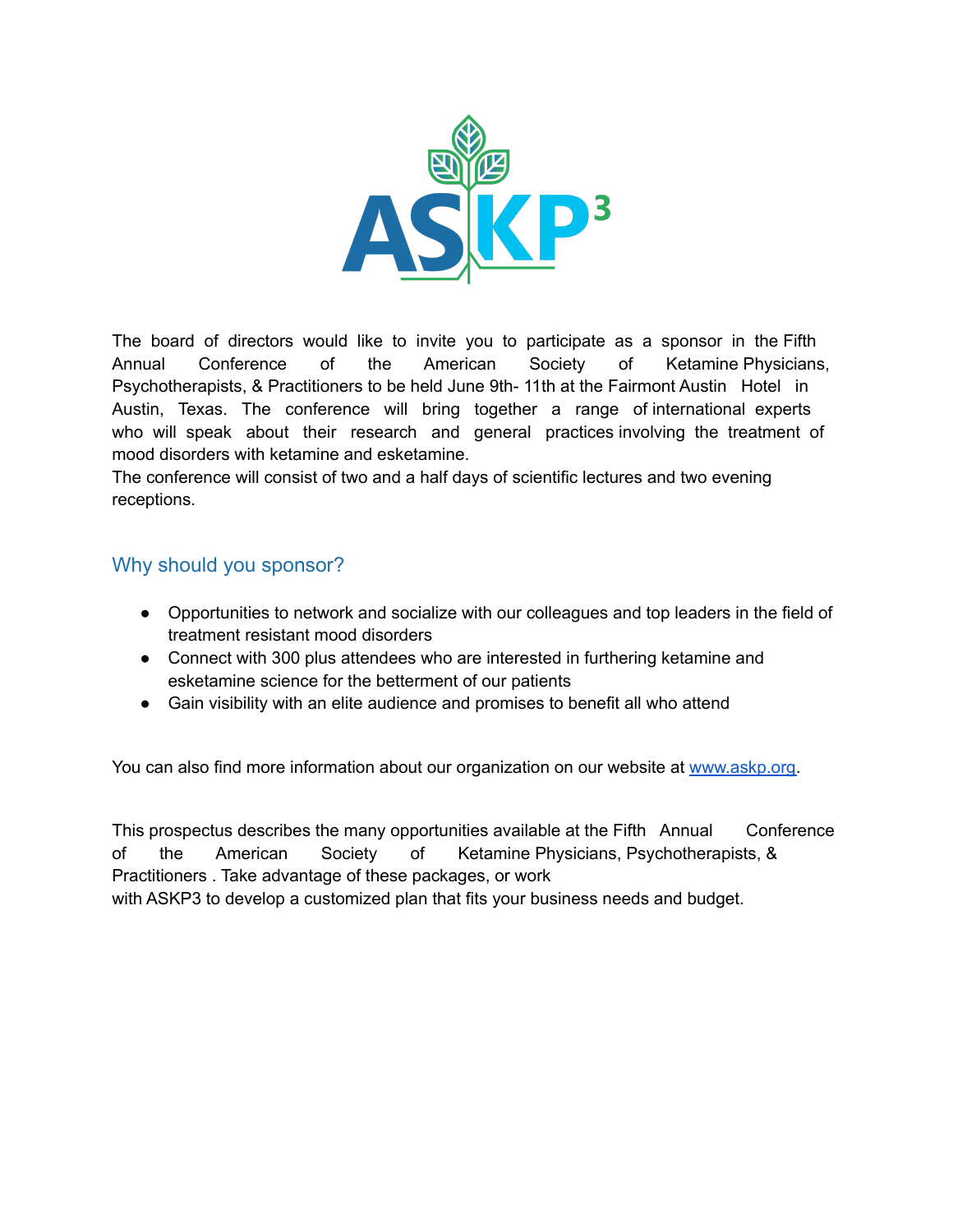The board of directors would like to invite you to participate as a sponsor in the Fifth Annual Conference of the American Society of Ketamine Physicians, Psychotherapists, & Practitioners to be held June 9th- 11th at the Fairmont Austin Hotel in Austin, Texas. The conference will bring together a range of international experts who will speak about their research and general practices involving the treatment of mood disorders with ketamine and esketamine.
The conference will consist of two and a half days of scientific lectures and two evening receptions.

## Why should you sponsor?

- Opportunities to network and socialize with our colleagues and top leaders in the field of treatment resistant mood disorders
- Connect with 300 plus attendees who are interested in furthering ketamine and esketamine science for the betterment of our patients
- Gain visibility with an elite audience and promises to benefit all who attend

You can also find more information about our organization on our website at [www.askp.org](http://www.askp.org).

This prospectus describes the many opportunities available at the Fifth Annual Conference of the American Society of Ketamine Physicians, Psychotherapists, & Practitioners . Take advantage of these packages, or work with ASKP3 to develop a customized plan that fits your business needs and budget.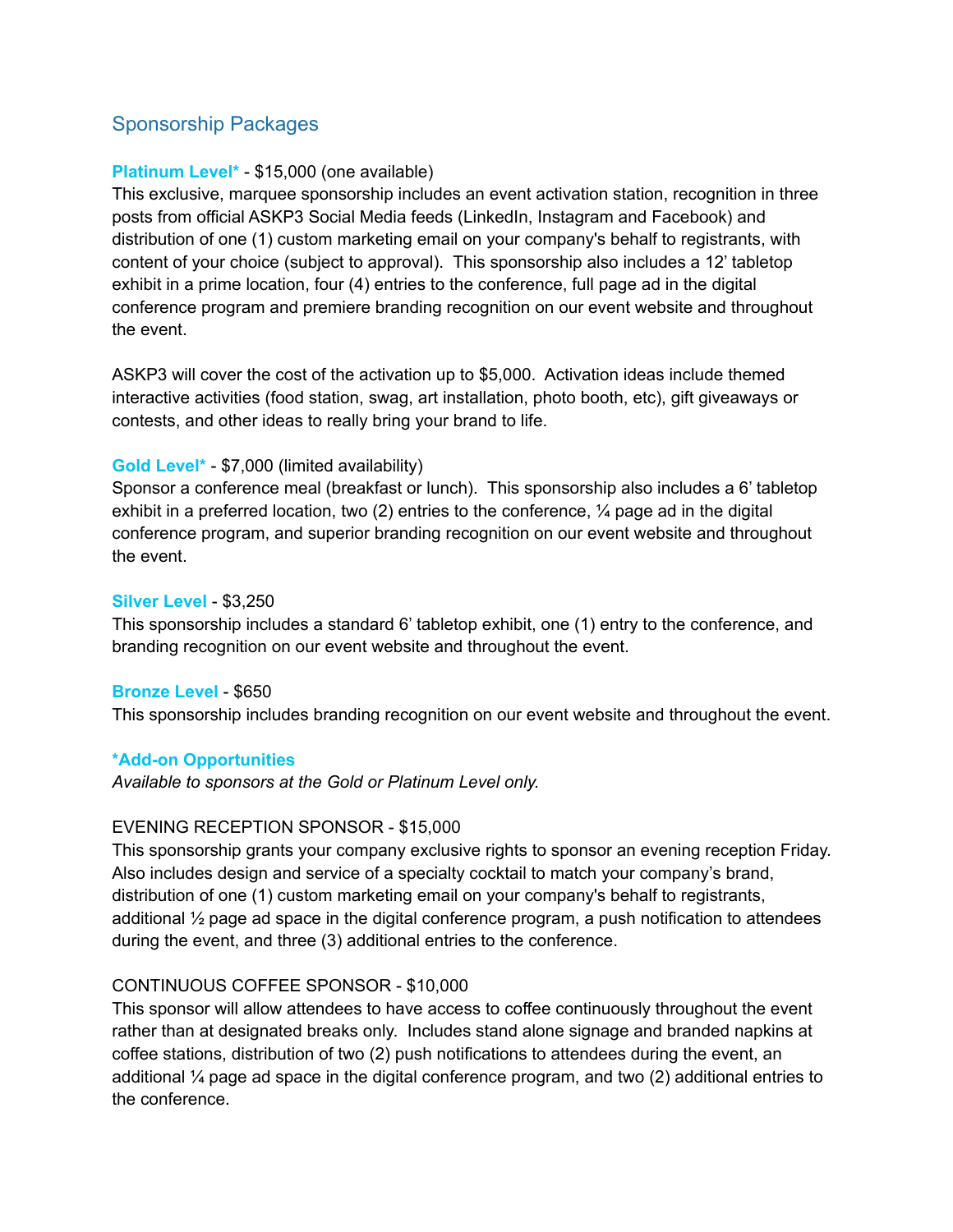## Sponsorship Packages

**Platinum Level*** - $15,000 (one available)
This exclusive, marquee sponsorship includes an event activation station, recognition in three posts from official ASKP3 Social Media feeds (LinkedIn, Instagram and Facebook) and distribution of one (1) custom marketing email on your company's behalf to registrants, with content of your choice (subject to approval). This sponsorship also includes a 12' tabletop exhibit in a prime location, four (4) entries to the conference, full page ad in the digital conference program and premiere branding recognition on our event website and throughout the event.

ASKP3 will cover the cost of the activation up to $5,000. Activation ideas include themed interactive activities (food station, swag, art installation, photo booth, etc), gift giveaways or contests, and other ideas to really bring your brand to life.

**Gold Level*** - $7,000 (limited availability)
Sponsor a conference meal (breakfast or lunch). This sponsorship also includes a 6' tabletop exhibit in a preferred location, two (2) entries to the conference, ¼ page ad in the digital conference program, and superior branding recognition on our event website and throughout the event.

**Silver Level** - $3,250
This sponsorship includes a standard 6' tabletop exhibit, one (1) entry to the conference, and branding recognition on our event website and throughout the event.

**Bronze Level** - $650
This sponsorship includes branding recognition on our event website and throughout the event.

**\*Add-on Opportunities**
*Available to sponsors at the Gold or Platinum Level only.*

EVENING RECEPTION SPONSOR - $15,000
This sponsorship grants your company exclusive rights to sponsor an evening reception Friday. Also includes design and service of a specialty cocktail to match your company's brand, distribution of one (1) custom marketing email on your company's behalf to registrants, additional ½ page ad space in the digital conference program, a push notification to attendees during the event, and three (3) additional entries to the conference.

CONTINUOUS COFFEE SPONSOR - $10,000
This sponsor will allow attendees to have access to coffee continuously throughout the event rather than at designated breaks only. Includes stand alone signage and branded napkins at coffee stations, distribution of two (2) push notifications to attendees during the event, an additional ¼ page ad space in the digital conference program, and two (2) additional entries to the conference.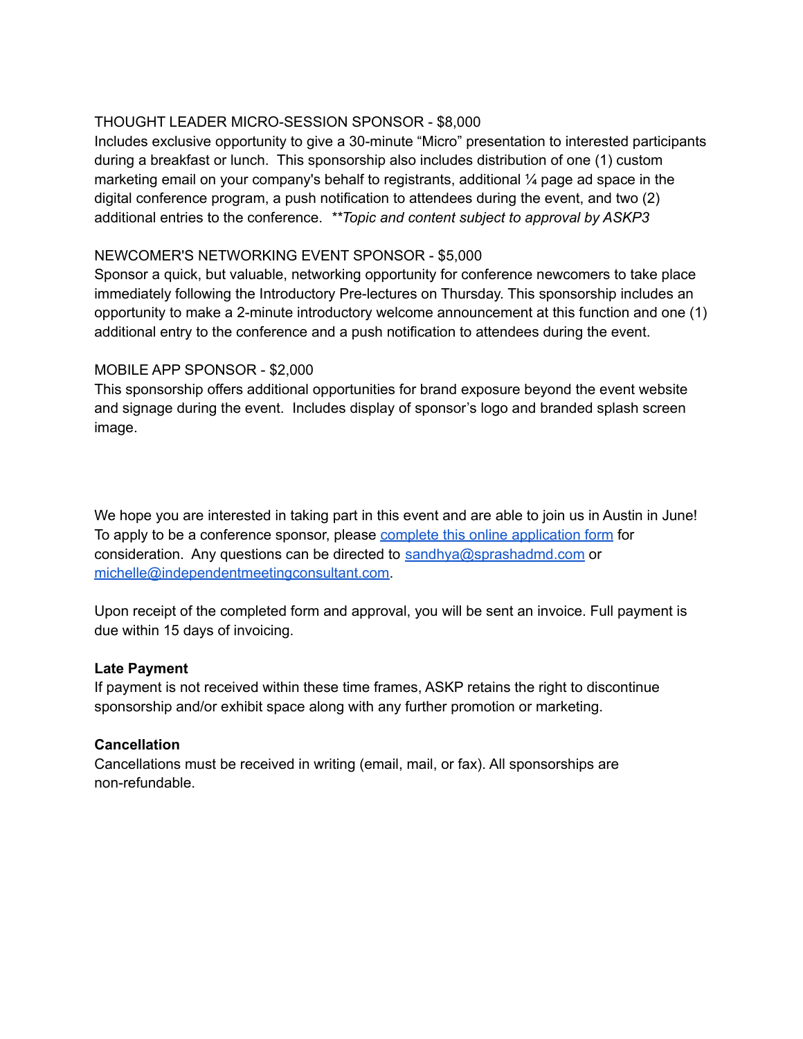THOUGHT LEADER MICRO-SESSION SPONSOR - $8,000
Includes exclusive opportunity to give a 30-minute "Micro" presentation to interested participants during a breakfast or lunch. This sponsorship also includes distribution of one (1) custom marketing email on your company's behalf to registrants, additional ¼ page ad space in the digital conference program, a push notification to attendees during the event, and two (2) additional entries to the conference. *\*\*Topic and content subject to approval by ASKP3*

NEWCOMER'S NETWORKING EVENT SPONSOR - $5,000
Sponsor a quick, but valuable, networking opportunity for conference newcomers to take place immediately following the Introductory Pre-lectures on Thursday. This sponsorship includes an opportunity to make a 2-minute introductory welcome announcement at this function and one (1) additional entry to the conference and a push notification to attendees during the event.

MOBILE APP SPONSOR - $2,000
This sponsorship offers additional opportunities for brand exposure beyond the event website and signage during the event. Includes display of sponsor's logo and branded splash screen image.

We hope you are interested in taking part in this event and are able to join us in Austin in June! To apply to be a conference sponsor, please complete this online application form for consideration. Any questions can be directed to sandhya@sprashadmd.com or michelle@independentmeetingconsultant.com.

Upon receipt of the completed form and approval, you will be sent an invoice. Full payment is due within 15 days of invoicing.

**Late Payment**
If payment is not received within these time frames, ASKP retains the right to discontinue sponsorship and/or exhibit space along with any further promotion or marketing.

**Cancellation**
Cancellations must be received in writing (email, mail, or fax). All sponsorships are non-refundable.